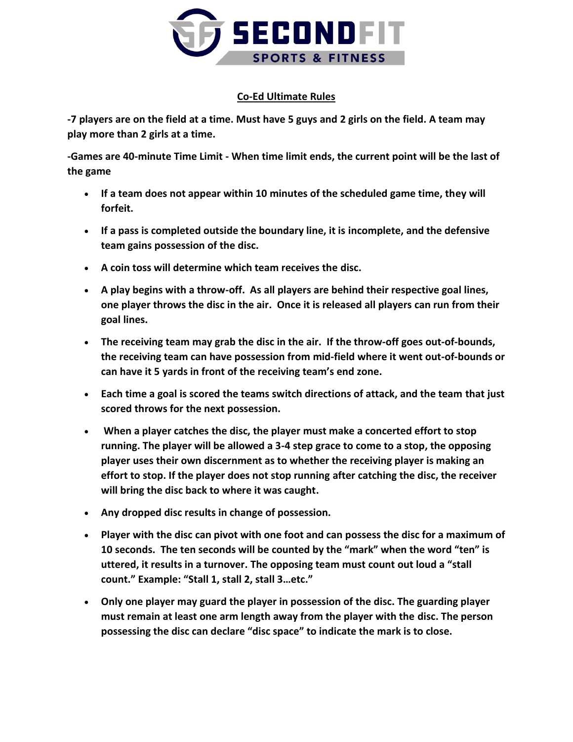# SECONDFIT SPORTS & FITNESS

## Co-Ed Ultimate Rules

**-7 players are on the field at a time. Must have 5 guys and 2 girls on the field. A team may play more than 2 girls at a time.**

**-Games are 40-minute Time Limit - When time limit ends, the current point will be the last of the game**

- **If a team does not appear within 10 minutes of the scheduled game time, they will forfeit.**
- **If a pass is completed outside the boundary line, it is incomplete, and the defensive team gains possession of the disc.**
- **A coin toss will determine which team receives the disc.**
- **A play begins with a throw-off. As all players are behind their respective goal lines, one player throws the disc in the air. Once it is released all players can run from their goal lines.**
- **The receiving team may grab the disc in the air. If the throw-off goes out-of-bounds, the receiving team can have possession from mid-field where it went out-of-bounds or can have it 5 yards in front of the receiving team's end zone.**
- **Each time a goal is scored the teams switch directions of attack, and the team that just scored throws for the next possession.**
- **When a player catches the disc, the player must make a concerted effort to stop running. The player will be allowed a 3-4 step grace to come to a stop, the opposing player uses their own discernment as to whether the receiving player is making an effort to stop. If the player does not stop running after catching the disc, the receiver will bring the disc back to where it was caught.**
- **Any dropped disc results in change of possession.**
- **Player with the disc can pivot with one foot and can possess the disc for a maximum of 10 seconds. The ten seconds will be counted by the "mark" when the word "ten" is uttered, it results in a turnover. The opposing team must count out loud a "stall count." Example: "Stall 1, stall 2, stall 3…etc."**
- **Only one player may guard the player in possession of the disc. The guarding player must remain at least one arm length away from the player with the disc. The person possessing the disc can declare "disc space" to indicate the mark is to close.**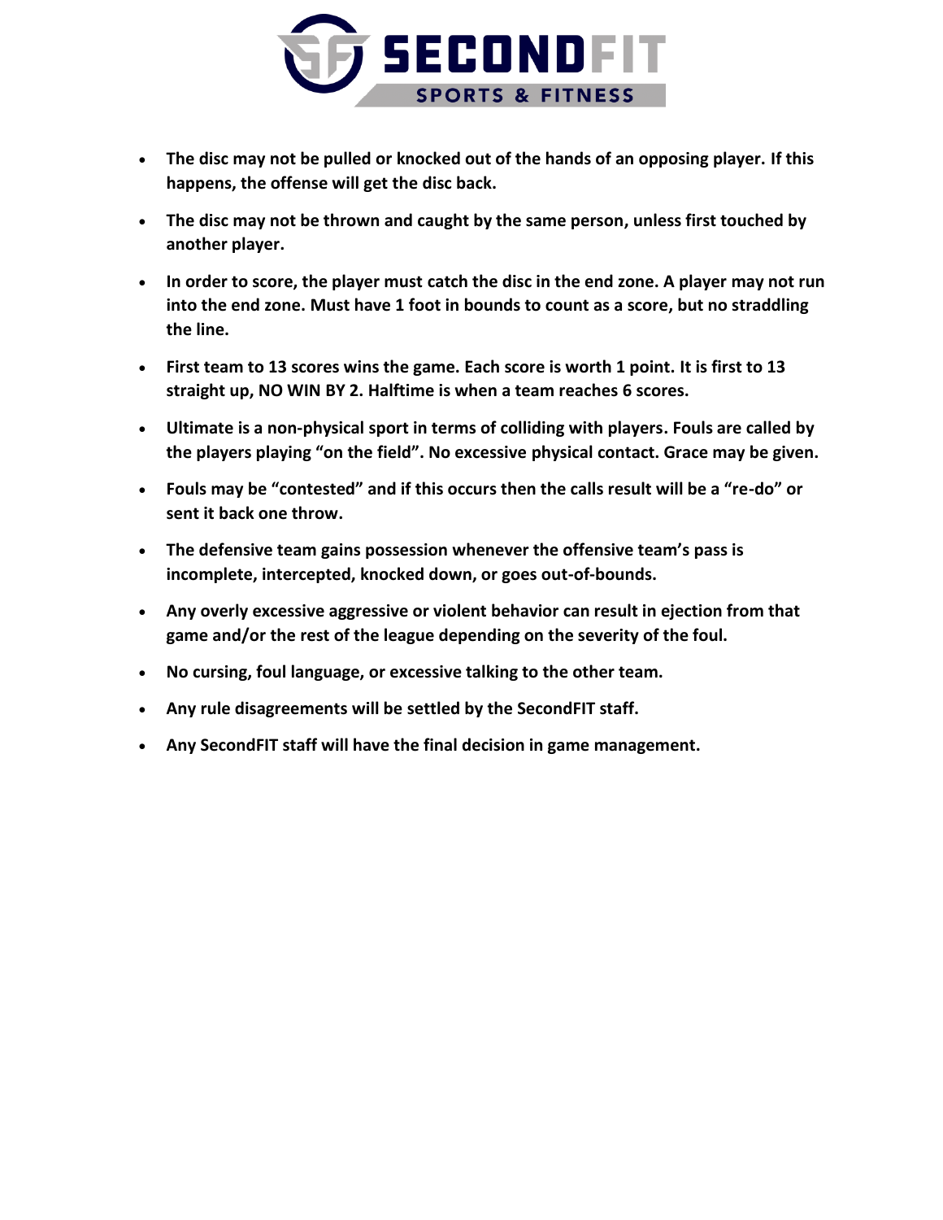- **The disc may not be pulled or knocked out of the hands of an opposing player. If this happens, the offense will get the disc back.**
- **The disc may not be thrown and caught by the same person, unless first touched by another player.**
- **In order to score, the player must catch the disc in the end zone. A player may not run into the end zone. Must have 1 foot in bounds to count as a score, but no straddling the line.**
- **First team to 13 scores wins the game. Each score is worth 1 point. It is first to 13 straight up, NO WIN BY 2. Halftime is when a team reaches 6 scores.**
- **Ultimate is a non-physical sport in terms of colliding with players. Fouls are called by the players playing "on the field". No excessive physical contact. Grace may be given.**
- **Fouls may be "contested" and if this occurs then the calls result will be a "re-do" or sent it back one throw.**
- **The defensive team gains possession whenever the offensive team's pass is incomplete, intercepted, knocked down, or goes out-of-bounds.**
- **Any overly excessive aggressive or violent behavior can result in ejection from that game and/or the rest of the league depending on the severity of the foul.**
- **No cursing, foul language, or excessive talking to the other team.**
- **Any rule disagreements will be settled by the SecondFIT staff.**
- **Any SecondFIT staff will have the final decision in game management.**